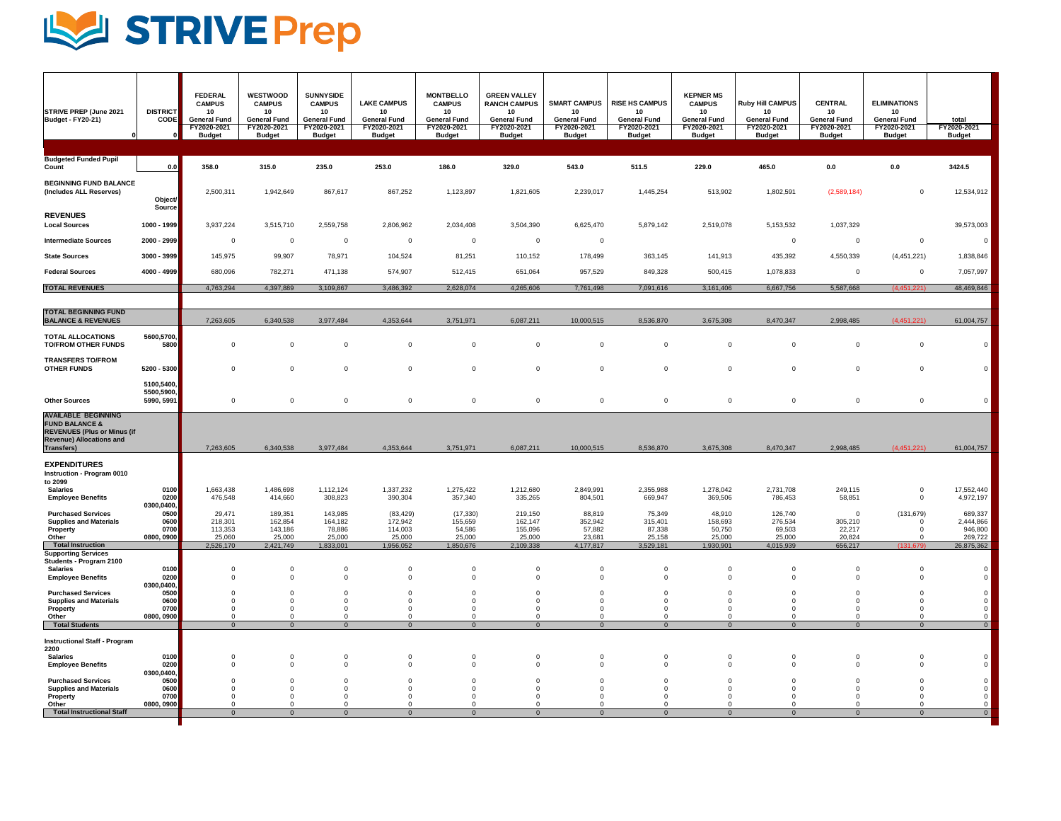# STRIVE Prep

| STRIVE PREP (June 2021 Budget - FY20-21) 0 | DISTRICT CODE 0 | FEDERAL CAMPUS 10 General Fund FY2020-2021 Budget | WESTWOOD CAMPUS 10 General Fund FY2020-2021 Budget | SUNNYSIDE CAMPUS 10 General Fund FY2020-2021 Budget | LAKE CAMPUS 10 General Fund FY2020-2021 Budget | MONTBELLO CAMPUS 10 General Fund FY2020-2021 Budget | GREEN VALLEY RANCH CAMPUS 10 General Fund FY2020-2021 Budget | SMART CAMPUS 10 General Fund FY2020-2021 Budget | RISE HS CAMPUS 10 General Fund FY2020-2021 Budget | KEPNER MS CAMPUS 10 General Fund FY2020-2021 Budget | Ruby Hill CAMPUS 10 General Fund FY2020-2021 Budget | CENTRAL 10 General Fund FY2020-2021 Budget | ELIMINATIONS 10 General Fund FY2020-2021 Budget | total FY2020-2021 Budget |
|---|---|---|---|---|---|---|---|---|---|---|---|---|---|---|
| Budgeted Funded Pupil Count | 0.0 | 358.0 | 315.0 | 235.0 | 253.0 | 186.0 | 329.0 | 543.0 | 511.5 | 229.0 | 465.0 | 0.0 | 0.0 | 3424.5 |
| BEGINNING FUND BALANCE (Includes ALL Reserves) | Object/ Source | 2,500,311 | 1,942,649 | 867,617 | 867,252 | 1,123,897 | 1,821,605 | 2,239,017 | 1,445,254 | 513,902 | 1,802,591 | (2,589,184) | 0 | 12,534,912 |
| **REVENUES** | | | | | | | | | | | | | | |
| Local Sources | 1000 - 1999 | 3,937,224 | 3,515,710 | 2,559,758 | 2,806,962 | 2,034,408 | 3,504,390 | 6,625,470 | 5,879,142 | 2,519,078 | 5,153,532 | 1,037,329 | | 39,573,003 |
| Intermediate Sources | 2000 - 2999 | 0 | 0 | 0 | 0 | 0 | 0 | 0 | | | 0 | 0 | 0 | 0 |
| State Sources | 3000 - 3999 | 145,975 | 99,907 | 78,971 | 104,524 | 81,251 | 110,152 | 178,499 | 363,145 | 141,913 | 435,392 | 4,550,339 | (4,451,221) | 1,838,846 |
| Federal Sources | 4000 - 4999 | 680,096 | 782,271 | 471,138 | 574,907 | 512,415 | 651,064 | 957,529 | 849,328 | 500,415 | 1,078,833 | 0 | 0 | 7,057,997 |
| TOTAL REVENUES | | 4,763,294 | 4,397,889 | 3,109,867 | 3,486,392 | 2,628,074 | 4,265,606 | 7,761,498 | 7,091,616 | 3,161,406 | 6,667,756 | 5,587,668 | (4,451,221) | 48,469,846 |
| TOTAL BEGINNING FUND BALANCE & REVENUES | | 7,263,605 | 6,340,538 | 3,977,484 | 4,353,644 | 3,751,971 | 6,087,211 | 10,000,515 | 8,536,870 | 3,675,308 | 8,470,347 | 2,998,485 | (4,451,221) | 61,004,757 |
| TOTAL ALLOCATIONS TO/FROM OTHER FUNDS | 5600,5700, 5800 | 0 | 0 | 0 | 0 | 0 | 0 | 0 | 0 | 0 | 0 | 0 | 0 | 0 |
| TRANSFERS TO/FROM OTHER FUNDS | 5200 - 5300 | 0 | 0 | 0 | 0 | 0 | 0 | 0 | 0 | 0 | 0 | 0 | 0 | 0 |
| Other Sources | 5100,5400, 5500,5900, 5990, 5991 | 0 | 0 | 0 | 0 | 0 | 0 | 0 | 0 | 0 | 0 | 0 | 0 | 0 |
| AVAILABLE BEGINNING FUND BALANCE & REVENUES (Plus or Minus (if Revenue) Allocations and Transfers) | | 7,263,605 | 6,340,538 | 3,977,484 | 4,353,644 | 3,751,971 | 6,087,211 | 10,000,515 | 8,536,870 | 3,675,308 | 8,470,347 | 2,998,485 | (4,451,221) | 61,004,757 |
| **EXPENDITURES** | | | | | | | | | | | | | | |
| Instruction - Program 0010 to 2099 | | | | | | | | | | | | | | |
| Salaries | 0100 | 1,663,438 | 1,486,698 | 1,112,124 | 1,337,232 | 1,275,422 | 1,212,680 | 2,849,991 | 2,355,988 | 1,278,042 | 2,731,708 | 249,115 | 0 | 17,552,440 |
| Employee Benefits | 0200 | 476,548 | 414,660 | 308,823 | 390,304 | 357,340 | 335,265 | 804,501 | 669,947 | 369,506 | 786,453 | 58,851 | 0 | 4,972,197 |
| Purchased Services | 0300,0400, 0500 | 29,471 | 189,351 | 143,985 | (83,429) | (17,330) | 219,150 | 88,819 | 75,349 | 48,910 | 126,740 | 0 | (131,679) | 689,337 |
| Supplies and Materials | 0600 | 218,301 | 162,854 | 164,182 | 172,942 | 155,659 | 162,147 | 352,942 | 315,401 | 158,693 | 276,534 | 305,210 | 0 | 2,444,866 |
| Property | 0700 | 113,353 | 143,186 | 78,886 | 114,003 | 54,586 | 155,096 | 57,882 | 87,338 | 50,750 | 69,503 | 22,217 | 0 | 946,800 |
| Other | 0800, 0900 | 25,060 | 25,000 | 25,000 | 25,000 | 25,000 | 25,000 | 23,681 | 25,158 | 25,000 | 25,000 | 20,824 | 0 | 269,722 |
| Total Instruction | | 2,526,170 | 2,421,749 | 1,833,001 | 1,956,052 | 1,850,676 | 2,109,338 | 4,177,817 | 3,529,181 | 1,930,901 | 4,015,939 | 656,217 | (131,679) | 26,875,362 |
| Supporting Services Students - Program 2100 | | | | | | | | | | | | | | |
| Salaries | 0100 | 0 | 0 | 0 | 0 | 0 | 0 | 0 | 0 | 0 | 0 | 0 | 0 | 0 |
| Employee Benefits | 0200 | 0 | 0 | 0 | 0 | 0 | 0 | 0 | 0 | 0 | 0 | 0 | 0 | 0 |
| Purchased Services | 0300,0400, 0500 | 0 | 0 | 0 | 0 | 0 | 0 | 0 | 0 | 0 | 0 | 0 | 0 | 0 |
| Supplies and Materials | 0600 | 0 | 0 | 0 | 0 | 0 | 0 | 0 | 0 | 0 | 0 | 0 | 0 | 0 |
| Property | 0700 | 0 | 0 | 0 | 0 | 0 | 0 | 0 | 0 | 0 | 0 | 0 | 0 | 0 |
| Other | 0800, 0900 | 0 | 0 | 0 | 0 | 0 | 0 | 0 | 0 | 0 | 0 | 0 | 0 | 0 |
| Total Students | | 0 | 0 | 0 | 0 | 0 | 0 | 0 | 0 | 0 | 0 | 0 | 0 | 0 |
| Instructional Staff - Program 2200 | | | | | | | | | | | | | | |
| Salaries | 0100 | 0 | 0 | 0 | 0 | 0 | 0 | 0 | 0 | 0 | 0 | 0 | 0 | 0 |
| Employee Benefits | 0200 | 0 | 0 | 0 | 0 | 0 | 0 | 0 | 0 | 0 | 0 | 0 | 0 | 0 |
| Purchased Services | 0300,0400, 0500 | 0 | 0 | 0 | 0 | 0 | 0 | 0 | 0 | 0 | 0 | 0 | 0 | 0 |
| Supplies and Materials | 0600 | 0 | 0 | 0 | 0 | 0 | 0 | 0 | 0 | 0 | 0 | 0 | 0 | 0 |
| Property | 0700 | 0 | 0 | 0 | 0 | 0 | 0 | 0 | 0 | 0 | 0 | 0 | 0 | 0 |
| Other | 0800, 0900 | 0 | 0 | 0 | 0 | 0 | 0 | 0 | 0 | 0 | 0 | 0 | 0 | 0 |
| Total Instructional Staff | | 0 | 0 | 0 | 0 | 0 | 0 | 0 | 0 | 0 | 0 | 0 | 0 | 0 |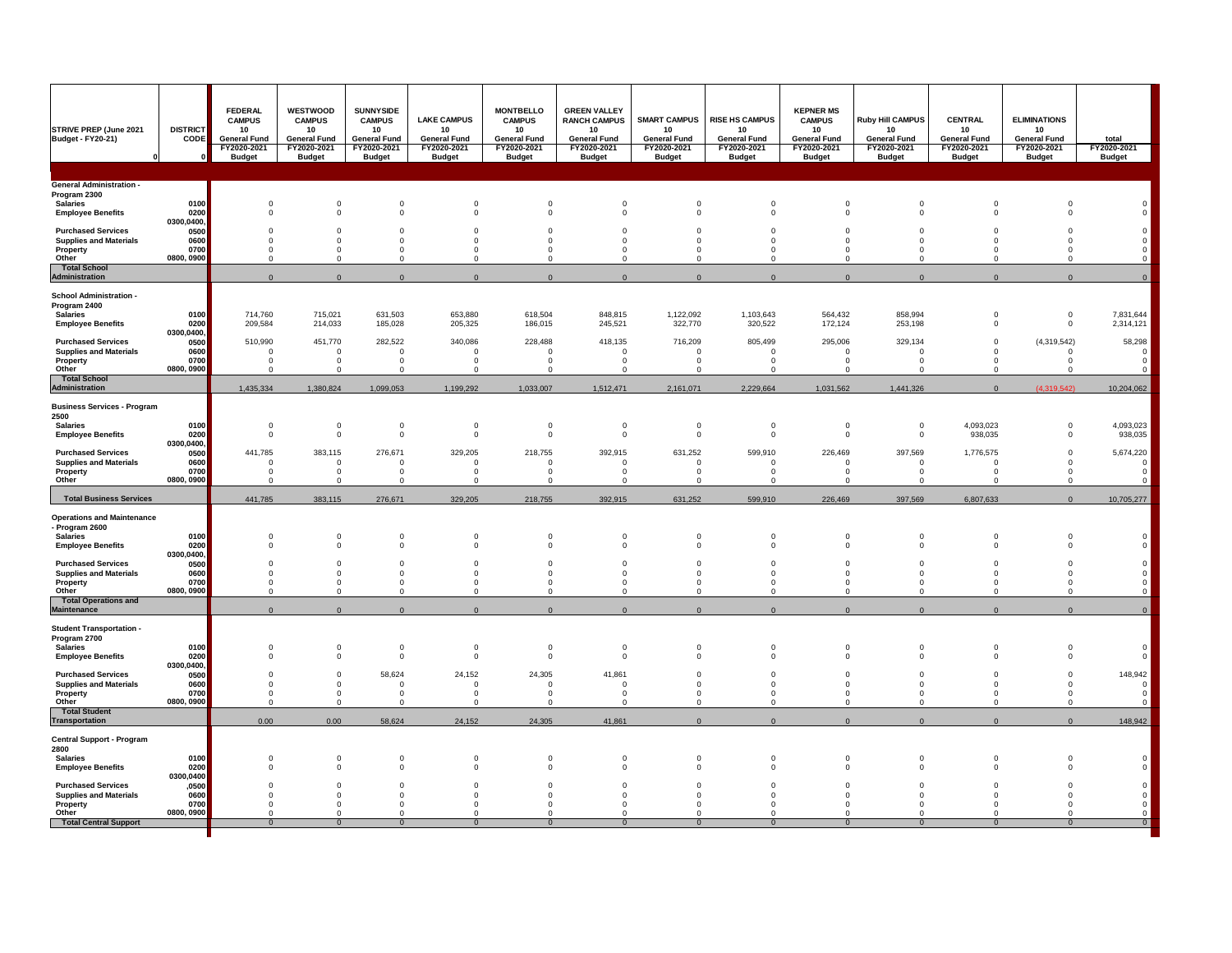| STRIVE PREP (June 2021 Budget - FY20-21) | DISTRICT CODE | FEDERAL CAMPUS 10 General Fund FY2020-2021 Budget | WESTWOOD CAMPUS 10 General Fund FY2020-2021 Budget | SUNNYSIDE CAMPUS 10 General Fund FY2020-2021 Budget | LAKE CAMPUS 10 General Fund FY2020-2021 Budget | MONTBELLO CAMPUS 10 General Fund FY2020-2021 Budget | GREEN VALLEY RANCH CAMPUS 10 General Fund FY2020-2021 Budget | SMART CAMPUS 10 General Fund FY2020-2021 Budget | RISE HS CAMPUS 10 General Fund FY2020-2021 Budget | KEPNER MS CAMPUS 10 General Fund FY2020-2021 Budget | Ruby Hill CAMPUS 10 General Fund FY2020-2021 Budget | CENTRAL 10 General Fund FY2020-2021 Budget | ELIMINATIONS 10 General Fund FY2020-2021 Budget | total FY2020-2021 Budget |
|---|---|---|---|---|---|---|---|---|---|---|---|---|---|---|
| 0 | 0 | | | | | | | | | | | | | |
| **General Administration - Program 2300** | | | | | | | | | | | | | | |
| **Salaries** | 0100 | 0 | 0 | 0 | 0 | 0 | 0 | 0 | 0 | 0 | 0 | 0 | 0 | 0 |
| **Employee Benefits** | 0200 | 0 | 0 | 0 | 0 | 0 | 0 | 0 | 0 | 0 | 0 | 0 | 0 | 0 |
| **Purchased Services** | 0300,0400, 0500 | 0 | 0 | 0 | 0 | 0 | 0 | 0 | 0 | 0 | 0 | 0 | 0 | 0 |
| **Supplies and Materials** | 0600 | 0 | 0 | 0 | 0 | 0 | 0 | 0 | 0 | 0 | 0 | 0 | 0 | 0 |
| **Property** | 0700 | 0 | 0 | 0 | 0 | 0 | 0 | 0 | 0 | 0 | 0 | 0 | 0 | 0 |
| **Other** | 0800, 0900 | 0 | 0 | 0 | 0 | 0 | 0 | 0 | 0 | 0 | 0 | 0 | 0 | 0 |
| **Total School Administration** | | 0 | 0 | 0 | 0 | 0 | 0 | 0 | 0 | 0 | 0 | 0 | 0 | 0 |
| **School Administration - Program 2400** | | | | | | | | | | | | | | |
| **Salaries** | 0100 | 714,760 | 715,021 | 631,503 | 653,880 | 618,504 | 848,815 | 1,122,092 | 1,103,643 | 564,432 | 858,994 | 0 | 0 | 7,831,644 |
| **Employee Benefits** | 0200 | 209,584 | 214,033 | 185,028 | 205,325 | 186,015 | 245,521 | 322,770 | 320,522 | 172,124 | 253,198 | 0 | 0 | 2,314,121 |
| **Purchased Services** | 0300,0400, 0500 | 510,990 | 451,770 | 282,522 | 340,086 | 228,488 | 418,135 | 716,209 | 805,499 | 295,006 | 329,134 | 0 | (4,319,542) | 58,298 |
| **Supplies and Materials** | 0600 | 0 | 0 | 0 | 0 | 0 | 0 | 0 | 0 | 0 | 0 | 0 | 0 | 0 |
| **Property** | 0700 | 0 | 0 | 0 | 0 | 0 | 0 | 0 | 0 | 0 | 0 | 0 | 0 | 0 |
| **Other** | 0800, 0900 | 0 | 0 | 0 | 0 | 0 | 0 | 0 | 0 | 0 | 0 | 0 | 0 | 0 |
| **Total School Administration** | | 1,435,334 | 1,380,824 | 1,099,053 | 1,199,292 | 1,033,007 | 1,512,471 | 2,161,071 | 2,229,664 | 1,031,562 | 1,441,326 | 0 | (4,319,542) | 10,204,062 |
| **Business Services - Program 2500** | | | | | | | | | | | | | | |
| **Salaries** | 0100 | 0 | 0 | 0 | 0 | 0 | 0 | 0 | 0 | 0 | 0 | 4,093,023 | 0 | 4,093,023 |
| **Employee Benefits** | 0200 | 0 | 0 | 0 | 0 | 0 | 0 | 0 | 0 | 0 | 0 | 938,035 | 0 | 938,035 |
| **Purchased Services** | 0300,0400, 0500 | 441,785 | 383,115 | 276,671 | 329,205 | 218,755 | 392,915 | 631,252 | 599,910 | 226,469 | 397,569 | 1,776,575 | 0 | 5,674,220 |
| **Supplies and Materials** | 0600 | 0 | 0 | 0 | 0 | 0 | 0 | 0 | 0 | 0 | 0 | 0 | 0 | 0 |
| **Property** | 0700 | 0 | 0 | 0 | 0 | 0 | 0 | 0 | 0 | 0 | 0 | 0 | 0 | 0 |
| **Other** | 0800, 0900 | 0 | 0 | 0 | 0 | 0 | 0 | 0 | 0 | 0 | 0 | 0 | 0 | 0 |
| **Total Business Services** | | 441,785 | 383,115 | 276,671 | 329,205 | 218,755 | 392,915 | 631,252 | 599,910 | 226,469 | 397,569 | 6,807,633 | 0 | 10,705,277 |
| **Operations and Maintenance - Program 2600** | | | | | | | | | | | | | | |
| **Salaries** | 0100 | 0 | 0 | 0 | 0 | 0 | 0 | 0 | 0 | 0 | 0 | 0 | 0 | 0 |
| **Employee Benefits** | 0200 | 0 | 0 | 0 | 0 | 0 | 0 | 0 | 0 | 0 | 0 | 0 | 0 | 0 |
| **Purchased Services** | 0300,0400, 0500 | 0 | 0 | 0 | 0 | 0 | 0 | 0 | 0 | 0 | 0 | 0 | 0 | 0 |
| **Supplies and Materials** | 0600 | 0 | 0 | 0 | 0 | 0 | 0 | 0 | 0 | 0 | 0 | 0 | 0 | 0 |
| **Property** | 0700 | 0 | 0 | 0 | 0 | 0 | 0 | 0 | 0 | 0 | 0 | 0 | 0 | 0 |
| **Other** | 0800, 0900 | 0 | 0 | 0 | 0 | 0 | 0 | 0 | 0 | 0 | 0 | 0 | 0 | 0 |
| **Total Operations and Maintenance** | | 0 | 0 | 0 | 0 | 0 | 0 | 0 | 0 | 0 | 0 | 0 | 0 | 0 |
| **Student Transportation - Program 2700** | | | | | | | | | | | | | | |
| **Salaries** | 0100 | 0 | 0 | 0 | 0 | 0 | 0 | 0 | 0 | 0 | 0 | 0 | 0 | 0 |
| **Employee Benefits** | 0200 | 0 | 0 | 0 | 0 | 0 | 0 | 0 | 0 | 0 | 0 | 0 | 0 | 0 |
| **Purchased Services** | 0300,0400, 0500 | 0 | 0 | 58,624 | 24,152 | 24,305 | 41,861 | 0 | 0 | 0 | 0 | 0 | 0 | 148,942 |
| **Supplies and Materials** | 0600 | 0 | 0 | 0 | 0 | 0 | 0 | 0 | 0 | 0 | 0 | 0 | 0 | 0 |
| **Property** | 0700 | 0 | 0 | 0 | 0 | 0 | 0 | 0 | 0 | 0 | 0 | 0 | 0 | 0 |
| **Other** | 0800, 0900 | 0 | 0 | 0 | 0 | 0 | 0 | 0 | 0 | 0 | 0 | 0 | 0 | 0 |
| **Total Student Transportation** | | 0.00 | 0.00 | 58,624 | 24,152 | 24,305 | 41,861 | 0 | 0 | 0 | 0 | 0 | 0 | 148,942 |
| **Central Support - Program 2800** | | | | | | | | | | | | | | |
| **Salaries** | 0100 | 0 | 0 | 0 | 0 | 0 | 0 | 0 | 0 | 0 | 0 | 0 | 0 | 0 |
| **Employee Benefits** | 0200 | 0 | 0 | 0 | 0 | 0 | 0 | 0 | 0 | 0 | 0 | 0 | 0 | 0 |
| **Purchased Services** | 0300,0400 ,0500 | 0 | 0 | 0 | 0 | 0 | 0 | 0 | 0 | 0 | 0 | 0 | 0 | 0 |
| **Supplies and Materials** | 0600 | 0 | 0 | 0 | 0 | 0 | 0 | 0 | 0 | 0 | 0 | 0 | 0 | 0 |
| **Property** | 0700 | 0 | 0 | 0 | 0 | 0 | 0 | 0 | 0 | 0 | 0 | 0 | 0 | 0 |
| **Other** | 0800, 0900 | 0 | 0 | 0 | 0 | 0 | 0 | 0 | 0 | 0 | 0 | 0 | 0 | 0 |
| **Total Central Support** | | 0 | 0 | 0 | 0 | 0 | 0 | 0 | 0 | 0 | 0 | 0 | 0 | 0 |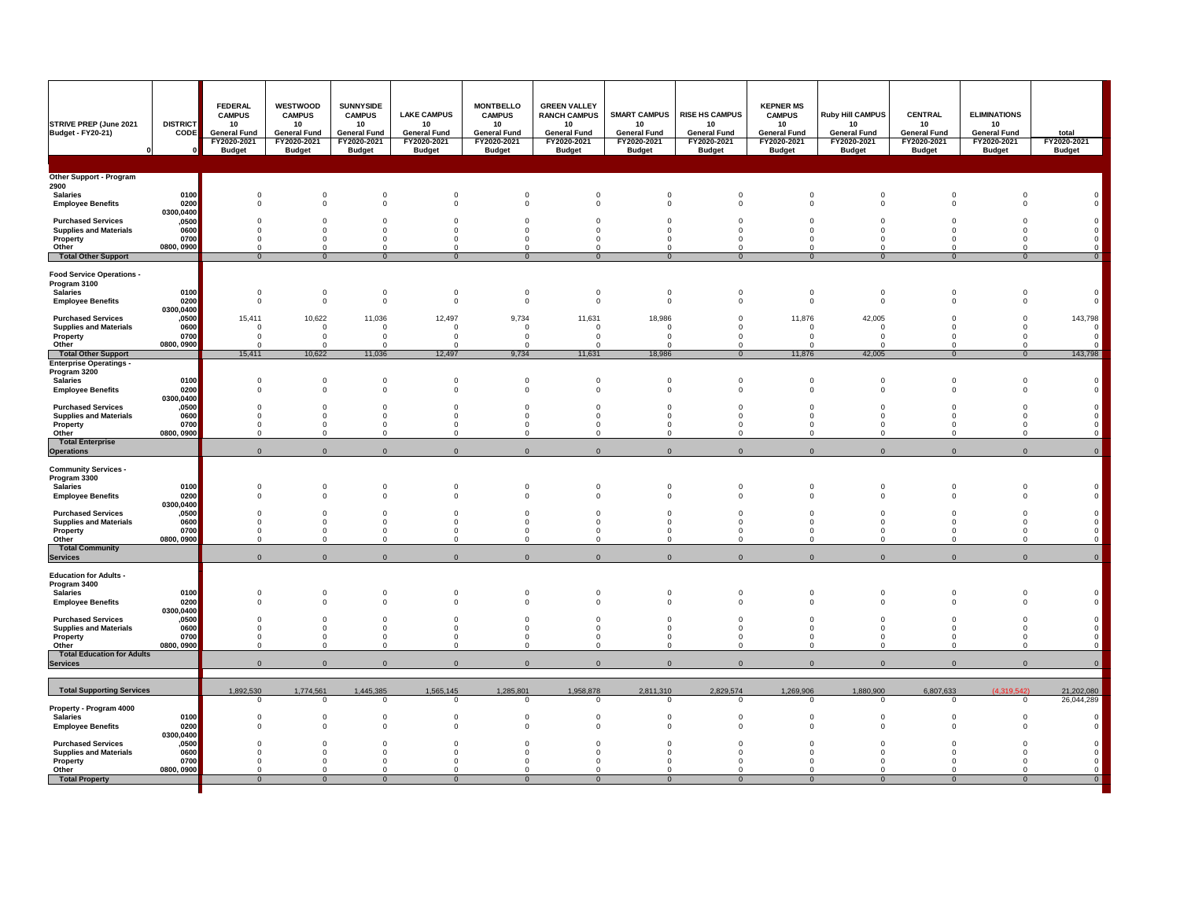| STRIVE PREP (June 2021 Budget - FY20-21) | DISTRICT CODE | FEDERAL CAMPUS 10 General Fund FY2020-2021 Budget | WESTWOOD CAMPUS 10 General Fund FY2020-2021 Budget | SUNNYSIDE CAMPUS 10 General Fund FY2020-2021 Budget | LAKE CAMPUS 10 General Fund FY2020-2021 Budget | MONTBELLO CAMPUS 10 General Fund FY2020-2021 Budget | GREEN VALLEY RANCH CAMPUS 10 General Fund FY2020-2021 Budget | SMART CAMPUS 10 General Fund FY2020-2021 Budget | RISE HS CAMPUS 10 General Fund FY2020-2021 Budget | KEPNER MS CAMPUS 10 General Fund FY2020-2021 Budget | Ruby Hill CAMPUS 10 General Fund FY2020-2021 Budget | CENTRAL 10 General Fund FY2020-2021 Budget | ELIMINATIONS 10 General Fund FY2020-2021 Budget | total FY2020-2021 Budget |
|---|---|---|---|---|---|---|---|---|---|---|---|---|---|---|
| 0 | 0 | | | | | | | | | | | | | |
| **Other Support - Program 2900** | | | | | | | | | | | | | | |
| Salaries | 0100 | 0 | 0 | 0 | 0 | 0 | 0 | 0 | 0 | 0 | 0 | 0 | 0 | 0 |
| Employee Benefits | 0200 | 0 | 0 | 0 | 0 | 0 | 0 | 0 | 0 | 0 | 0 | 0 | 0 | 0 |
| Purchased Services | 0300,0400 ,0500 | 0 | 0 | 0 | 0 | 0 | 0 | 0 | 0 | 0 | 0 | 0 | 0 | 0 |
| Supplies and Materials | 0600 | 0 | 0 | 0 | 0 | 0 | 0 | 0 | 0 | 0 | 0 | 0 | 0 | 0 |
| Property | 0700 | 0 | 0 | 0 | 0 | 0 | 0 | 0 | 0 | 0 | 0 | 0 | 0 | 0 |
| Other | 0800, 0900 | 0 | 0 | 0 | 0 | 0 | 0 | 0 | 0 | 0 | 0 | 0 | 0 | 0 |
| **Total Other Support** | | 0 | 0 | 0 | 0 | 0 | 0 | 0 | 0 | 0 | 0 | 0 | 0 | 0 |
| **Food Service Operations - Program 3100** | | | | | | | | | | | | | | |
| Salaries | 0100 | 0 | 0 | 0 | 0 | 0 | 0 | 0 | 0 | 0 | 0 | 0 | 0 | 0 |
| Employee Benefits | 0200 | 0 | 0 | 0 | 0 | 0 | 0 | 0 | 0 | 0 | 0 | 0 | 0 | 0 |
| Purchased Services | 0300,0400 ,0500 | 15,411 | 10,622 | 11,036 | 12,497 | 9,734 | 11,631 | 18,986 | 0 | 11,876 | 42,005 | 0 | 0 | 143,798 |
| Supplies and Materials | 0600 | 0 | 0 | 0 | 0 | 0 | 0 | 0 | 0 | 0 | 0 | 0 | 0 | 0 |
| Property | 0700 | 0 | 0 | 0 | 0 | 0 | 0 | 0 | 0 | 0 | 0 | 0 | 0 | 0 |
| Other | 0800, 0900 | 0 | 0 | 0 | 0 | 0 | 0 | 0 | 0 | 0 | 0 | 0 | 0 | 0 |
| **Total Other Support** | | 15,411 | 10,622 | 11,036 | 12,497 | 9,734 | 11,631 | 18,986 | 0 | 11,876 | 42,005 | 0 | 0 | 143,798 |
| **Enterprise Operatings - Program 3200** | | | | | | | | | | | | | | |
| Salaries | 0100 | 0 | 0 | 0 | 0 | 0 | 0 | 0 | 0 | 0 | 0 | 0 | 0 | 0 |
| Employee Benefits | 0200 | 0 | 0 | 0 | 0 | 0 | 0 | 0 | 0 | 0 | 0 | 0 | 0 | 0 |
| Purchased Services | 0300,0400 ,0500 | 0 | 0 | 0 | 0 | 0 | 0 | 0 | 0 | 0 | 0 | 0 | 0 | 0 |
| Supplies and Materials | 0600 | 0 | 0 | 0 | 0 | 0 | 0 | 0 | 0 | 0 | 0 | 0 | 0 | 0 |
| Property | 0700 | 0 | 0 | 0 | 0 | 0 | 0 | 0 | 0 | 0 | 0 | 0 | 0 | 0 |
| Other | 0800, 0900 | 0 | 0 | 0 | 0 | 0 | 0 | 0 | 0 | 0 | 0 | 0 | 0 | 0 |
| **Total Enterprise Operations** | | 0 | 0 | 0 | 0 | 0 | 0 | 0 | 0 | 0 | 0 | 0 | 0 | 0 |
| **Community Services - Program 3300** | | | | | | | | | | | | | | |
| Salaries | 0100 | 0 | 0 | 0 | 0 | 0 | 0 | 0 | 0 | 0 | 0 | 0 | 0 | 0 |
| Employee Benefits | 0200 | 0 | 0 | 0 | 0 | 0 | 0 | 0 | 0 | 0 | 0 | 0 | 0 | 0 |
| Purchased Services | 0300,0400 ,0500 | 0 | 0 | 0 | 0 | 0 | 0 | 0 | 0 | 0 | 0 | 0 | 0 | 0 |
| Supplies and Materials | 0600 | 0 | 0 | 0 | 0 | 0 | 0 | 0 | 0 | 0 | 0 | 0 | 0 | 0 |
| Property | 0700 | 0 | 0 | 0 | 0 | 0 | 0 | 0 | 0 | 0 | 0 | 0 | 0 | 0 |
| Other | 0800, 0900 | 0 | 0 | 0 | 0 | 0 | 0 | 0 | 0 | 0 | 0 | 0 | 0 | 0 |
| **Total Community Services** | | 0 | 0 | 0 | 0 | 0 | 0 | 0 | 0 | 0 | 0 | 0 | 0 | 0 |
| **Education for Adults - Program 3400** | | | | | | | | | | | | | | |
| Salaries | 0100 | 0 | 0 | 0 | 0 | 0 | 0 | 0 | 0 | 0 | 0 | 0 | 0 | 0 |
| Employee Benefits | 0200 | 0 | 0 | 0 | 0 | 0 | 0 | 0 | 0 | 0 | 0 | 0 | 0 | 0 |
| Purchased Services | 0300,0400 ,0500 | 0 | 0 | 0 | 0 | 0 | 0 | 0 | 0 | 0 | 0 | 0 | 0 | 0 |
| Supplies and Materials | 0600 | 0 | 0 | 0 | 0 | 0 | 0 | 0 | 0 | 0 | 0 | 0 | 0 | 0 |
| Property | 0700 | 0 | 0 | 0 | 0 | 0 | 0 | 0 | 0 | 0 | 0 | 0 | 0 | 0 |
| Other | 0800, 0900 | 0 | 0 | 0 | 0 | 0 | 0 | 0 | 0 | 0 | 0 | 0 | 0 | 0 |
| **Total Education for Adults Services** | | 0 | 0 | 0 | 0 | 0 | 0 | 0 | 0 | 0 | 0 | 0 | 0 | 0 |
| **Total Supporting Services** | | 1,892,530 | 1,774,561 | 1,445,385 | 1,565,145 | 1,285,801 | 1,958,878 | 2,811,310 | 2,829,574 | 1,269,906 | 1,880,900 | 6,807,633 | (4,319,542) | 21,202,080 |
| | | 0 | 0 | 0 | 0 | 0 | 0 | 0 | 0 | 0 | 0 | 0 | 0 | 26,044,289 |
| **Property - Program 4000** | | | | | | | | | | | | | | |
| Salaries | 0100 | 0 | 0 | 0 | 0 | 0 | 0 | 0 | 0 | 0 | 0 | 0 | 0 | 0 |
| Employee Benefits | 0200 | 0 | 0 | 0 | 0 | 0 | 0 | 0 | 0 | 0 | 0 | 0 | 0 | 0 |
| Purchased Services | 0300,0400 ,0500 | 0 | 0 | 0 | 0 | 0 | 0 | 0 | 0 | 0 | 0 | 0 | 0 | 0 |
| Supplies and Materials | 0600 | 0 | 0 | 0 | 0 | 0 | 0 | 0 | 0 | 0 | 0 | 0 | 0 | 0 |
| Property | 0700 | 0 | 0 | 0 | 0 | 0 | 0 | 0 | 0 | 0 | 0 | 0 | 0 | 0 |
| Other | 0800, 0900 | 0 | 0 | 0 | 0 | 0 | 0 | 0 | 0 | 0 | 0 | 0 | 0 | 0 |
| **Total Property** | | 0 | 0 | 0 | 0 | 0 | 0 | 0 | 0 | 0 | 0 | 0 | 0 | 0 |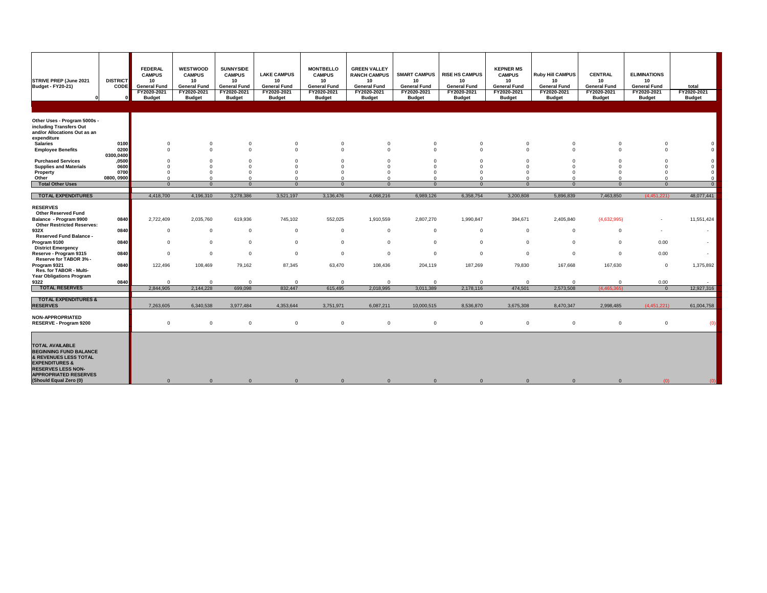| STRIVE PREP (June 2021 Budget - FY20-21) 0 | DISTRICT CODE 0 | FEDERAL CAMPUS 10 General Fund FY2020-2021 Budget | WESTWOOD CAMPUS 10 General Fund FY2020-2021 Budget | SUNNYSIDE CAMPUS 10 General Fund FY2020-2021 Budget | LAKE CAMPUS 10 General Fund FY2020-2021 Budget | MONTBELLO CAMPUS 10 General Fund FY2020-2021 Budget | GREEN VALLEY RANCH CAMPUS 10 General Fund FY2020-2021 Budget | SMART CAMPUS 10 General Fund FY2020-2021 Budget | RISE HS CAMPUS 10 General Fund FY2020-2021 Budget | KEPNER MS CAMPUS 10 General Fund FY2020-2021 Budget | Ruby Hill CAMPUS 10 General Fund FY2020-2021 Budget | CENTRAL 10 General Fund FY2020-2021 Budget | ELIMINATIONS 10 General Fund FY2020-2021 Budget | total FY2020-2021 Budget |
|---|---|---|---|---|---|---|---|---|---|---|---|---|---|---|
| **Other Uses - Program 5000s - including Transfers Out and/or Allocations Out as an expenditure** | | | | | | | | | | | | | | |
| **Salaries** | 0100 | 0 | 0 | 0 | 0 | 0 | 0 | 0 | 0 | 0 | 0 | 0 | 0 | 0 |
| **Employee Benefits** | 0200 | 0 | 0 | 0 | 0 | 0 | 0 | 0 | 0 | 0 | 0 | 0 | 0 | 0 |
| **Purchased Services** | 0300,0400 ,0500 | 0 | 0 | 0 | 0 | 0 | 0 | 0 | 0 | 0 | 0 | 0 | 0 | 0 |
| **Supplies and Materials** | 0600 | 0 | 0 | 0 | 0 | 0 | 0 | 0 | 0 | 0 | 0 | 0 | 0 | 0 |
| **Property** | 0700 | 0 | 0 | 0 | 0 | 0 | 0 | 0 | 0 | 0 | 0 | 0 | 0 | 0 |
| **Other** | 0800, 0900 | 0 | 0 | 0 | 0 | 0 | 0 | 0 | 0 | 0 | 0 | 0 | 0 | 0 |
| **Total Other Uses** | | 0 | 0 | 0 | 0 | 0 | 0 | 0 | 0 | 0 | 0 | 0 | 0 | 0 |
| **TOTAL EXPENDITURES** | | 4,418,700 | 4,196,310 | 3,278,386 | 3,521,197 | 3,136,476 | 4,068,216 | 6,989,126 | 6,358,754 | 3,200,808 | 5,896,839 | 7,463,850 | (4,451,221) | 48,077,441 |
| **RESERVES** | | | | | | | | | | | | | | |
| **Other Reserved Fund Balance - Program 9900** | 0840 | 2,722,409 | 2,035,760 | 619,936 | 745,102 | 552,025 | 1,910,559 | 2,807,270 | 1,990,847 | 394,671 | 2,405,840 | (4,632,995) | - | 11,551,424 |
| **Other Restricted Reserves: 932X** | 0840 | 0 | 0 | 0 | 0 | 0 | 0 | 0 | 0 | 0 | 0 | 0 | - | - |
| **Reserved Fund Balance - Program 9100** | 0840 | 0 | 0 | 0 | 0 | 0 | 0 | 0 | 0 | 0 | 0 | 0 | 0.00 | - |
| **District Emergency Reserve - Program 9315** | 0840 | 0 | 0 | 0 | 0 | 0 | 0 | 0 | 0 | 0 | 0 | 0 | 0.00 | - |
| **Reserve for TABOR 3% - Program 9321** | 0840 | 122,496 | 108,469 | 79,162 | 87,345 | 63,470 | 108,436 | 204,119 | 187,269 | 79,830 | 167,668 | 167,630 | 0 | 1,375,892 |
| **Res. for TABOR - Multi-Year Obligations Program 9322** | 0840 | 0 | 0 | 0 | 0 | 0 | 0 | 0 | 0 | 0 | 0 | 0 | 0.00 | - |
| **TOTAL RESERVES** | | 2,844,905 | 2,144,228 | 699,098 | 832,447 | 615,495 | 2,018,995 | 3,011,389 | 2,178,116 | 474,501 | 2,573,508 | (4,465,365) | 0 | 12,927,316 |
| **TOTAL EXPENDITURES & RESERVES** | | 7,263,605 | 6,340,538 | 3,977,484 | 4,353,644 | 3,751,971 | 6,087,211 | 10,000,515 | 8,536,870 | 3,675,308 | 8,470,347 | 2,998,485 | (4,451,221) | 61,004,758 |
| **NON-APPROPRIATED RESERVE - Program 9200** | | 0 | 0 | 0 | 0 | 0 | 0 | 0 | 0 | 0 | 0 | 0 | 0 | (0) |
| **TOTAL AVAILABLE BEGINNING FUND BALANCE & REVENUES LESS TOTAL EXPENDITURES & RESERVES LESS NON-APPROPRIATED RESERVES (Should Equal Zero (0)** | | 0 | 0 | 0 | 0 | 0 | 0 | 0 | 0 | 0 | 0 | 0 | (0) | (0) |